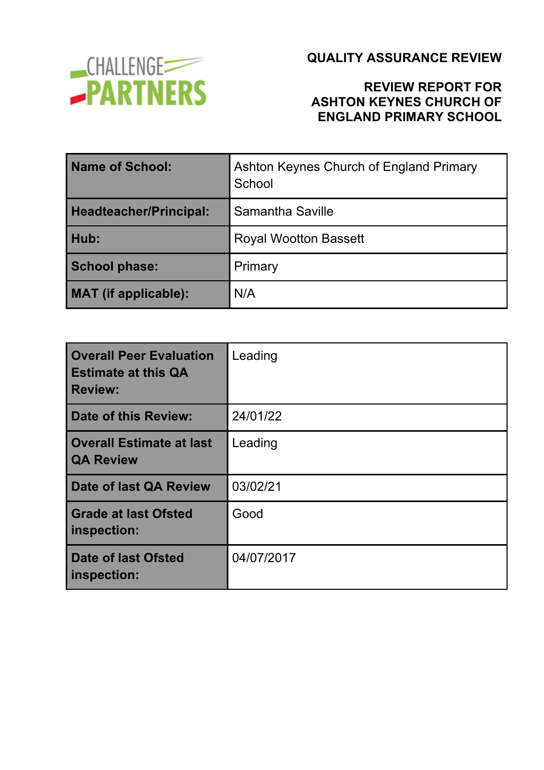CHALLENGE PARTNERS

# QUALITY ASSURANCE REVIEW

## REVIEW REPORT FOR ASHTON KEYNES CHURCH OF ENGLAND PRIMARY SCHOOL

| | |
|---|---|
| **Name of School:** | Ashton Keynes Church of England Primary School |
| **Headteacher/Principal:** | Samantha Saville |
| **Hub:** | Royal Wootton Bassett |
| **School phase:** | Primary |
| **MAT (if applicable):** | N/A |

| | |
|---|---|
| **Overall Peer Evaluation Estimate at this QA Review:** | Leading |
| **Date of this Review:** | 24/01/22 |
| **Overall Estimate at last QA Review** | Leading |
| **Date of last QA Review** | 03/02/21 |
| **Grade at last Ofsted inspection:** | Good |
| **Date of last Ofsted inspection:** | 04/07/2017 |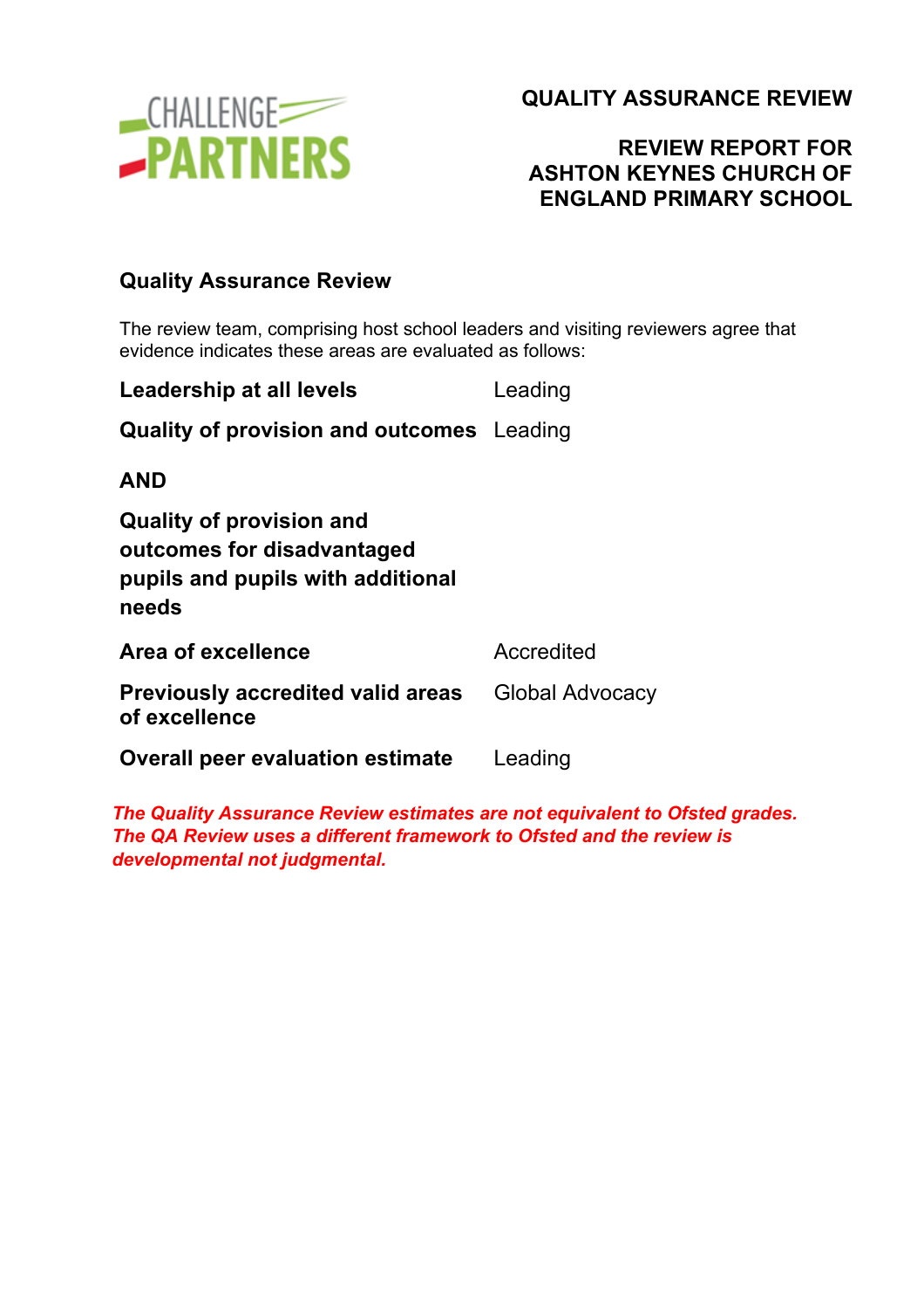# QUALITY ASSURANCE REVIEW

## REVIEW REPORT FOR ASHTON KEYNES CHURCH OF ENGLAND PRIMARY SCHOOL

### Quality Assurance Review

The review team, comprising host school leaders and visiting reviewers agree that evidence indicates these areas are evaluated as follows:

| | |
|---|---|
| **Leadership at all levels** | Leading |
| **Quality of provision and outcomes** | Leading |

**AND**

| | |
|---|---|
| **Quality of provision and outcomes for disadvantaged pupils and pupils with additional needs** | |
| **Area of excellence** | Accredited |
| **Previously accredited valid areas of excellence** | Global Advocacy |
| **Overall peer evaluation estimate** | Leading |

***The Quality Assurance Review estimates are not equivalent to Ofsted grades. The QA Review uses a different framework to Ofsted and the review is developmental not judgmental.***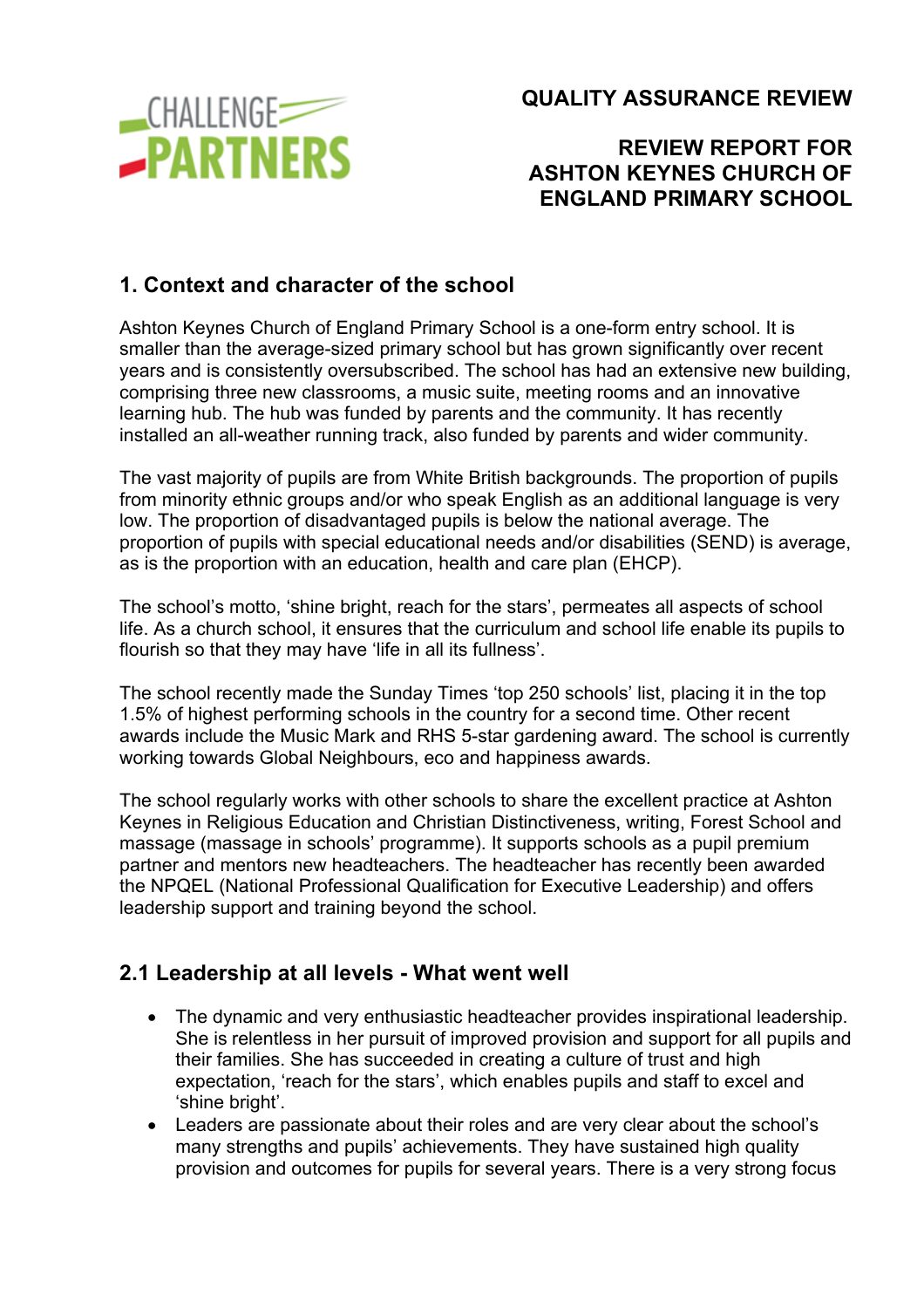# QUALITY ASSURANCE REVIEW

## REVIEW REPORT FOR ASHTON KEYNES CHURCH OF ENGLAND PRIMARY SCHOOL

## 1. Context and character of the school

Ashton Keynes Church of England Primary School is a one-form entry school. It is smaller than the average-sized primary school but has grown significantly over recent years and is consistently oversubscribed. The school has had an extensive new building, comprising three new classrooms, a music suite, meeting rooms and an innovative learning hub. The hub was funded by parents and the community. It has recently installed an all-weather running track, also funded by parents and wider community.

The vast majority of pupils are from White British backgrounds. The proportion of pupils from minority ethnic groups and/or who speak English as an additional language is very low. The proportion of disadvantaged pupils is below the national average. The proportion of pupils with special educational needs and/or disabilities (SEND) is average, as is the proportion with an education, health and care plan (EHCP).

The school's motto, 'shine bright, reach for the stars', permeates all aspects of school life. As a church school, it ensures that the curriculum and school life enable its pupils to flourish so that they may have 'life in all its fullness'.

The school recently made the Sunday Times 'top 250 schools' list, placing it in the top 1.5% of highest performing schools in the country for a second time. Other recent awards include the Music Mark and RHS 5-star gardening award. The school is currently working towards Global Neighbours, eco and happiness awards.

The school regularly works with other schools to share the excellent practice at Ashton Keynes in Religious Education and Christian Distinctiveness, writing, Forest School and massage (massage in schools' programme). It supports schools as a pupil premium partner and mentors new headteachers. The headteacher has recently been awarded the NPQEL (National Professional Qualification for Executive Leadership) and offers leadership support and training beyond the school.

## 2.1 Leadership at all levels - What went well

- The dynamic and very enthusiastic headteacher provides inspirational leadership. She is relentless in her pursuit of improved provision and support for all pupils and their families. She has succeeded in creating a culture of trust and high expectation, 'reach for the stars', which enables pupils and staff to excel and 'shine bright'.
- Leaders are passionate about their roles and are very clear about the school's many strengths and pupils' achievements. They have sustained high quality provision and outcomes for pupils for several years. There is a very strong focus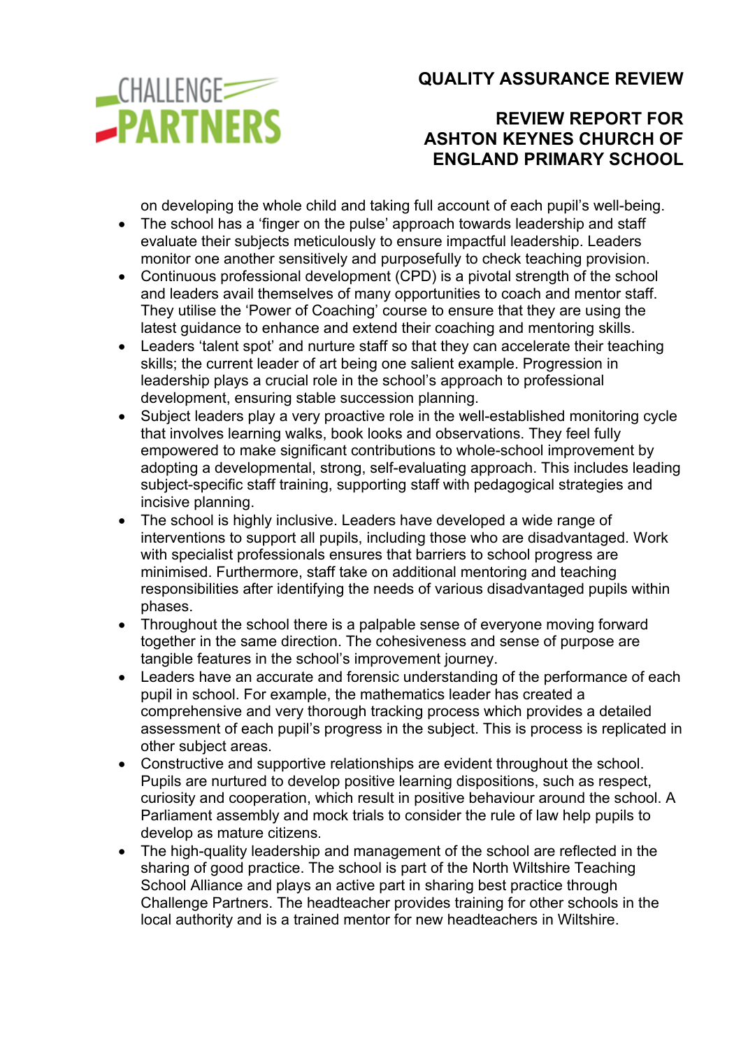on developing the whole child and taking full account of each pupil's well-being.

- The school has a 'finger on the pulse' approach towards leadership and staff evaluate their subjects meticulously to ensure impactful leadership. Leaders monitor one another sensitively and purposefully to check teaching provision.
- Continuous professional development (CPD) is a pivotal strength of the school and leaders avail themselves of many opportunities to coach and mentor staff. They utilise the 'Power of Coaching' course to ensure that they are using the latest guidance to enhance and extend their coaching and mentoring skills.
- Leaders 'talent spot' and nurture staff so that they can accelerate their teaching skills; the current leader of art being one salient example. Progression in leadership plays a crucial role in the school's approach to professional development, ensuring stable succession planning.
- Subject leaders play a very proactive role in the well-established monitoring cycle that involves learning walks, book looks and observations. They feel fully empowered to make significant contributions to whole-school improvement by adopting a developmental, strong, self-evaluating approach. This includes leading subject-specific staff training, supporting staff with pedagogical strategies and incisive planning.
- The school is highly inclusive. Leaders have developed a wide range of interventions to support all pupils, including those who are disadvantaged. Work with specialist professionals ensures that barriers to school progress are minimised. Furthermore, staff take on additional mentoring and teaching responsibilities after identifying the needs of various disadvantaged pupils within phases.
- Throughout the school there is a palpable sense of everyone moving forward together in the same direction. The cohesiveness and sense of purpose are tangible features in the school's improvement journey.
- Leaders have an accurate and forensic understanding of the performance of each pupil in school. For example, the mathematics leader has created a comprehensive and very thorough tracking process which provides a detailed assessment of each pupil's progress in the subject. This is process is replicated in other subject areas.
- Constructive and supportive relationships are evident throughout the school. Pupils are nurtured to develop positive learning dispositions, such as respect, curiosity and cooperation, which result in positive behaviour around the school. A Parliament assembly and mock trials to consider the rule of law help pupils to develop as mature citizens.
- The high-quality leadership and management of the school are reflected in the sharing of good practice. The school is part of the North Wiltshire Teaching School Alliance and plays an active part in sharing best practice through Challenge Partners. The headteacher provides training for other schools in the local authority and is a trained mentor for new headteachers in Wiltshire.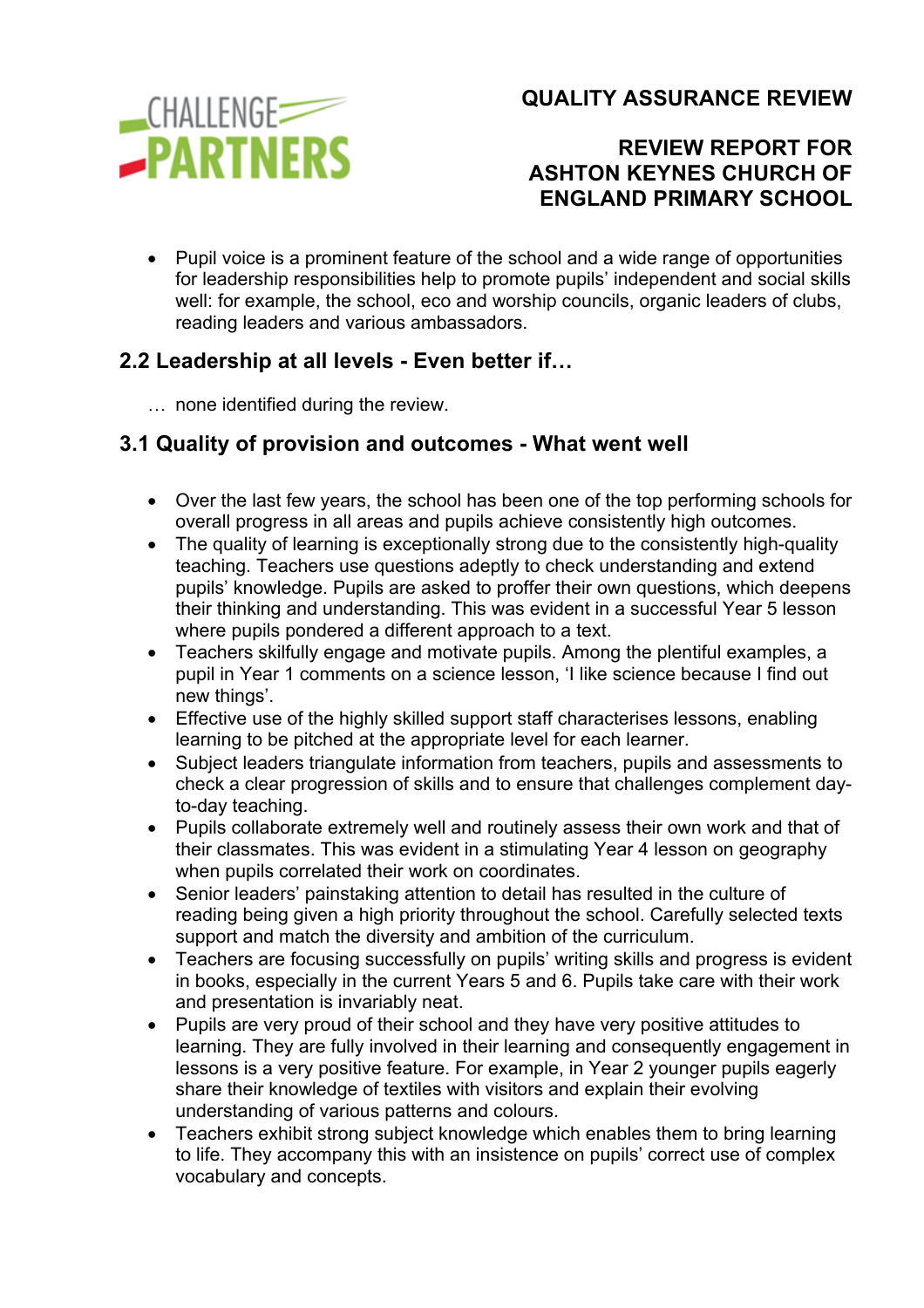- Pupil voice is a prominent feature of the school and a wide range of opportunities for leadership responsibilities help to promote pupils' independent and social skills well: for example, the school, eco and worship councils, organic leaders of clubs, reading leaders and various ambassadors.

## 2.2 Leadership at all levels - Even better if…

… none identified during the review.

## 3.1 Quality of provision and outcomes - What went well

- Over the last few years, the school has been one of the top performing schools for overall progress in all areas and pupils achieve consistently high outcomes.
- The quality of learning is exceptionally strong due to the consistently high-quality teaching. Teachers use questions adeptly to check understanding and extend pupils' knowledge. Pupils are asked to proffer their own questions, which deepens their thinking and understanding. This was evident in a successful Year 5 lesson where pupils pondered a different approach to a text.
- Teachers skilfully engage and motivate pupils. Among the plentiful examples, a pupil in Year 1 comments on a science lesson, 'I like science because I find out new things'.
- Effective use of the highly skilled support staff characterises lessons, enabling learning to be pitched at the appropriate level for each learner.
- Subject leaders triangulate information from teachers, pupils and assessments to check a clear progression of skills and to ensure that challenges complement day-to-day teaching.
- Pupils collaborate extremely well and routinely assess their own work and that of their classmates. This was evident in a stimulating Year 4 lesson on geography when pupils correlated their work on coordinates.
- Senior leaders' painstaking attention to detail has resulted in the culture of reading being given a high priority throughout the school. Carefully selected texts support and match the diversity and ambition of the curriculum.
- Teachers are focusing successfully on pupils' writing skills and progress is evident in books, especially in the current Years 5 and 6. Pupils take care with their work and presentation is invariably neat.
- Pupils are very proud of their school and they have very positive attitudes to learning. They are fully involved in their learning and consequently engagement in lessons is a very positive feature. For example, in Year 2 younger pupils eagerly share their knowledge of textiles with visitors and explain their evolving understanding of various patterns and colours.
- Teachers exhibit strong subject knowledge which enables them to bring learning to life. They accompany this with an insistence on pupils' correct use of complex vocabulary and concepts.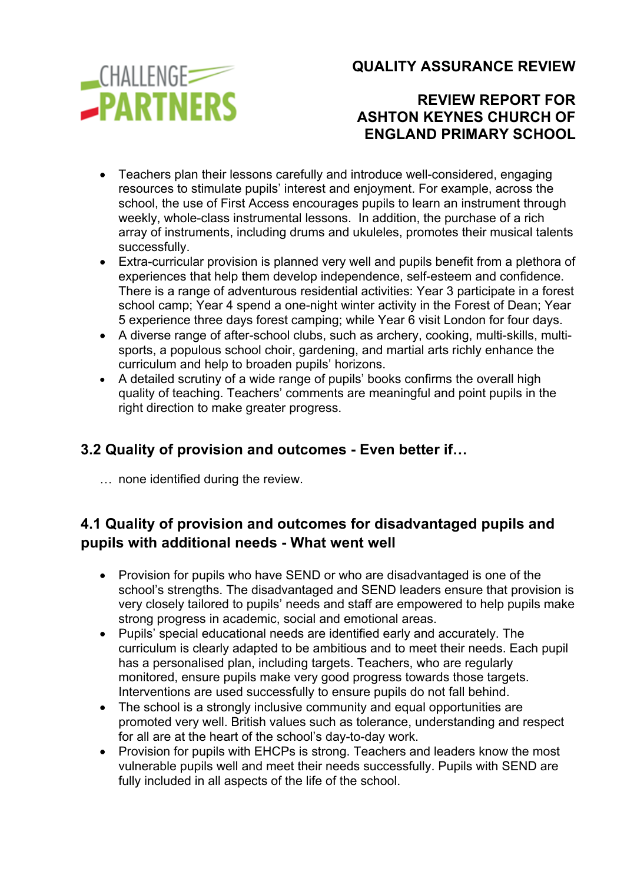- Teachers plan their lessons carefully and introduce well-considered, engaging resources to stimulate pupils' interest and enjoyment. For example, across the school, the use of First Access encourages pupils to learn an instrument through weekly, whole-class instrumental lessons. In addition, the purchase of a rich array of instruments, including drums and ukuleles, promotes their musical talents successfully.
- Extra-curricular provision is planned very well and pupils benefit from a plethora of experiences that help them develop independence, self-esteem and confidence. There is a range of adventurous residential activities: Year 3 participate in a forest school camp; Year 4 spend a one-night winter activity in the Forest of Dean; Year 5 experience three days forest camping; while Year 6 visit London for four days.
- A diverse range of after-school clubs, such as archery, cooking, multi-skills, multi-sports, a populous school choir, gardening, and martial arts richly enhance the curriculum and help to broaden pupils' horizons.
- A detailed scrutiny of a wide range of pupils' books confirms the overall high quality of teaching. Teachers' comments are meaningful and point pupils in the right direction to make greater progress.

## 3.2 Quality of provision and outcomes - Even better if…

… none identified during the review.

## 4.1 Quality of provision and outcomes for disadvantaged pupils and pupils with additional needs - What went well

- Provision for pupils who have SEND or who are disadvantaged is one of the school's strengths. The disadvantaged and SEND leaders ensure that provision is very closely tailored to pupils' needs and staff are empowered to help pupils make strong progress in academic, social and emotional areas.
- Pupils' special educational needs are identified early and accurately. The curriculum is clearly adapted to be ambitious and to meet their needs. Each pupil has a personalised plan, including targets. Teachers, who are regularly monitored, ensure pupils make very good progress towards those targets. Interventions are used successfully to ensure pupils do not fall behind.
- The school is a strongly inclusive community and equal opportunities are promoted very well. British values such as tolerance, understanding and respect for all are at the heart of the school's day-to-day work.
- Provision for pupils with EHCPs is strong. Teachers and leaders know the most vulnerable pupils well and meet their needs successfully. Pupils with SEND are fully included in all aspects of the life of the school.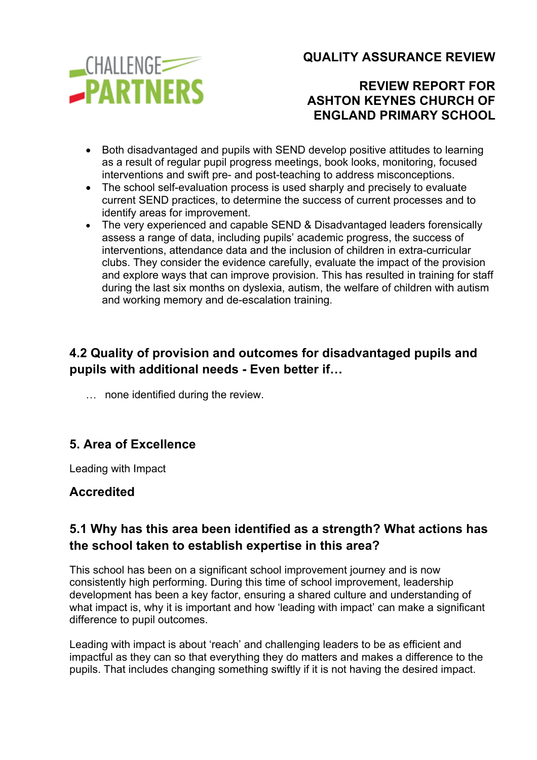- Both disadvantaged and pupils with SEND develop positive attitudes to learning as a result of regular pupil progress meetings, book looks, monitoring, focused interventions and swift pre- and post-teaching to address misconceptions.
- The school self-evaluation process is used sharply and precisely to evaluate current SEND practices, to determine the success of current processes and to identify areas for improvement.
- The very experienced and capable SEND & Disadvantaged leaders forensically assess a range of data, including pupils' academic progress, the success of interventions, attendance data and the inclusion of children in extra-curricular clubs. They consider the evidence carefully, evaluate the impact of the provision and explore ways that can improve provision. This has resulted in training for staff during the last six months on dyslexia, autism, the welfare of children with autism and working memory and de-escalation training.

## 4.2 Quality of provision and outcomes for disadvantaged pupils and pupils with additional needs - Even better if…

… none identified during the review.

## 5. Area of Excellence

Leading with Impact

### Accredited

## 5.1 Why has this area been identified as a strength? What actions has the school taken to establish expertise in this area?

This school has been on a significant school improvement journey and is now consistently high performing. During this time of school improvement, leadership development has been a key factor, ensuring a shared culture and understanding of what impact is, why it is important and how 'leading with impact' can make a significant difference to pupil outcomes.

Leading with impact is about 'reach' and challenging leaders to be as efficient and impactful as they can so that everything they do matters and makes a difference to the pupils. That includes changing something swiftly if it is not having the desired impact.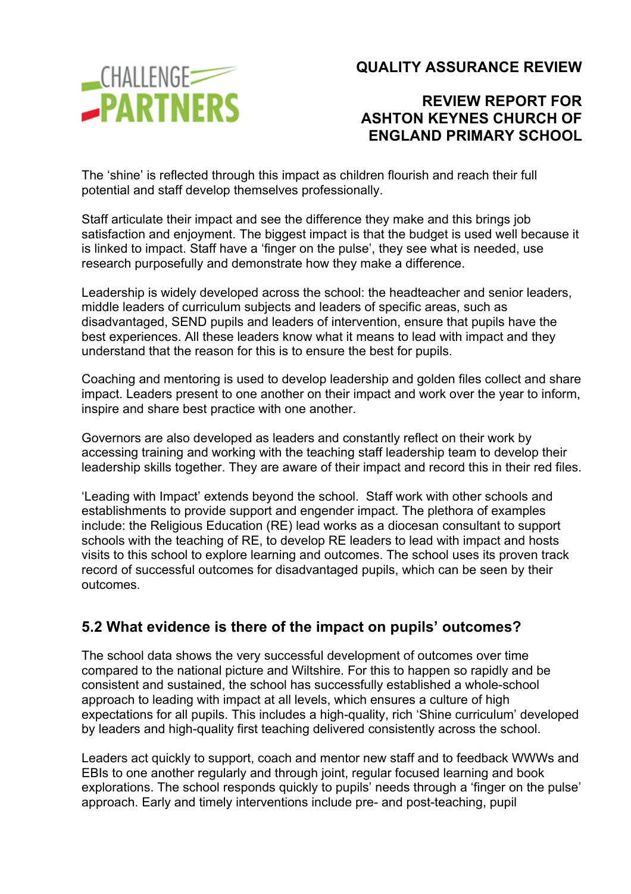The 'shine' is reflected through this impact as children flourish and reach their full potential and staff develop themselves professionally.

Staff articulate their impact and see the difference they make and this brings job satisfaction and enjoyment. The biggest impact is that the budget is used well because it is linked to impact. Staff have a 'finger on the pulse', they see what is needed, use research purposefully and demonstrate how they make a difference.

Leadership is widely developed across the school: the headteacher and senior leaders, middle leaders of curriculum subjects and leaders of specific areas, such as disadvantaged, SEND pupils and leaders of intervention, ensure that pupils have the best experiences. All these leaders know what it means to lead with impact and they understand that the reason for this is to ensure the best for pupils.

Coaching and mentoring is used to develop leadership and golden files collect and share impact. Leaders present to one another on their impact and work over the year to inform, inspire and share best practice with one another.

Governors are also developed as leaders and constantly reflect on their work by accessing training and working with the teaching staff leadership team to develop their leadership skills together. They are aware of their impact and record this in their red files.

'Leading with Impact' extends beyond the school. Staff work with other schools and establishments to provide support and engender impact. The plethora of examples include: the Religious Education (RE) lead works as a diocesan consultant to support schools with the teaching of RE, to develop RE leaders to lead with impact and hosts visits to this school to explore learning and outcomes. The school uses its proven track record of successful outcomes for disadvantaged pupils, which can be seen by their outcomes.

## 5.2 What evidence is there of the impact on pupils' outcomes?

The school data shows the very successful development of outcomes over time compared to the national picture and Wiltshire. For this to happen so rapidly and be consistent and sustained, the school has successfully established a whole-school approach to leading with impact at all levels, which ensures a culture of high expectations for all pupils. This includes a high-quality, rich 'Shine curriculum' developed by leaders and high-quality first teaching delivered consistently across the school.

Leaders act quickly to support, coach and mentor new staff and to feedback WWWs and EBIs to one another regularly and through joint, regular focused learning and book explorations. The school responds quickly to pupils' needs through a 'finger on the pulse' approach. Early and timely interventions include pre- and post-teaching, pupil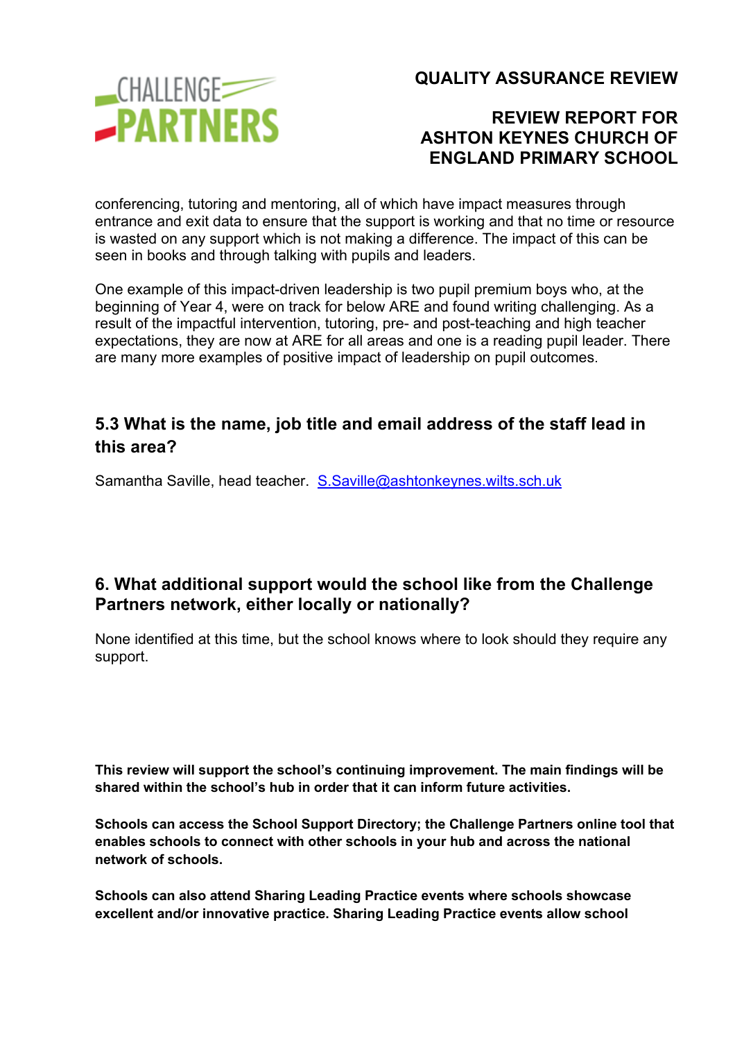conferencing, tutoring and mentoring, all of which have impact measures through entrance and exit data to ensure that the support is working and that no time or resource is wasted on any support which is not making a difference. The impact of this can be seen in books and through talking with pupils and leaders.

One example of this impact-driven leadership is two pupil premium boys who, at the beginning of Year 4, were on track for below ARE and found writing challenging. As a result of the impactful intervention, tutoring, pre- and post-teaching and high teacher expectations, they are now at ARE for all areas and one is a reading pupil leader. There are many more examples of positive impact of leadership on pupil outcomes.

### 5.3 What is the name, job title and email address of the staff lead in this area?

Samantha Saville, head teacher. S.Saville@ashtonkeynes.wilts.sch.uk

## 6. What additional support would the school like from the Challenge Partners network, either locally or nationally?

None identified at this time, but the school knows where to look should they require any support.

**This review will support the school's continuing improvement. The main findings will be shared within the school's hub in order that it can inform future activities.**

**Schools can access the School Support Directory; the Challenge Partners online tool that enables schools to connect with other schools in your hub and across the national network of schools.**

**Schools can also attend Sharing Leading Practice events where schools showcase excellent and/or innovative practice. Sharing Leading Practice events allow school**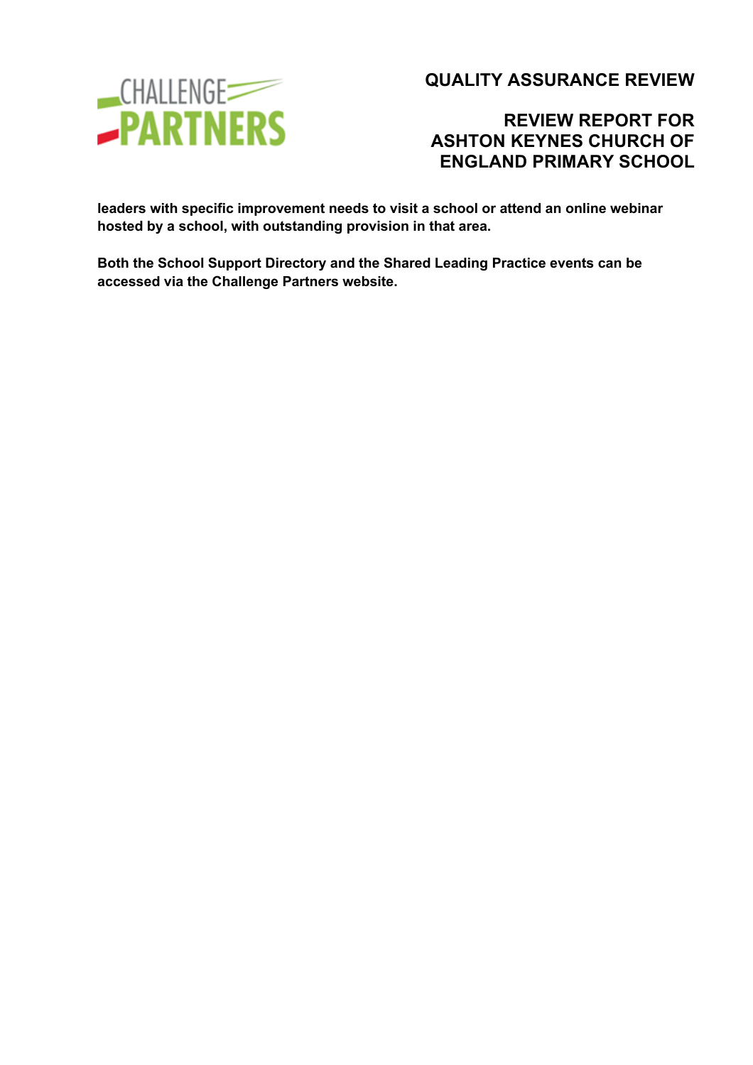**leaders with specific improvement needs to visit a school or attend an online webinar hosted by a school, with outstanding provision in that area.**

**Both the School Support Directory and the Shared Leading Practice events can be accessed via the Challenge Partners website.**